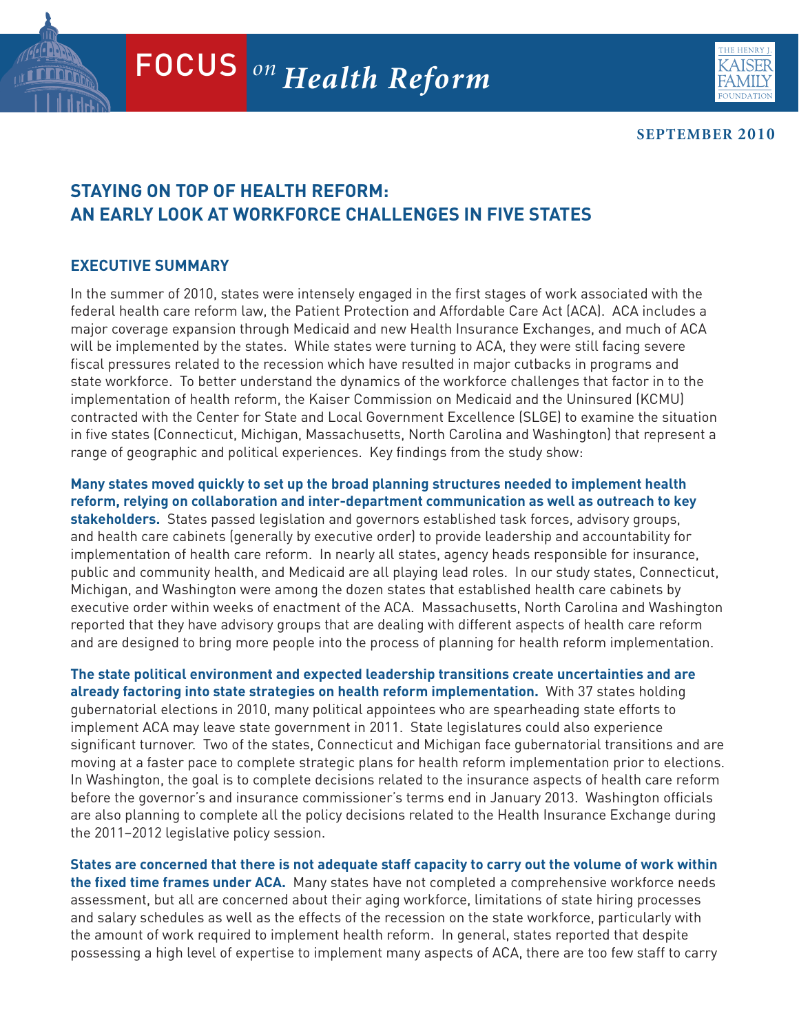FOCUS *on Health Reform*

THE HENRY J. KAISER FAMILY FOUNDATION

**SEPTEMBER 2010**

# STAYING ON TOP OF HEALTH REFORM: AN EARLY LOOK AT WORKFORCE CHALLENGES IN FIVE STATES

## EXECUTIVE SUMMARY

In the summer of 2010, states were intensely engaged in the first stages of work associated with the federal health care reform law, the Patient Protection and Affordable Care Act (ACA). ACA includes a major coverage expansion through Medicaid and new Health Insurance Exchanges, and much of ACA will be implemented by the states. While states were turning to ACA, they were still facing severe fiscal pressures related to the recession which have resulted in major cutbacks in programs and state workforce. To better understand the dynamics of the workforce challenges that factor in to the implementation of health reform, the Kaiser Commission on Medicaid and the Uninsured (KCMU) contracted with the Center for State and Local Government Excellence (SLGE) to examine the situation in five states (Connecticut, Michigan, Massachusetts, North Carolina and Washington) that represent a range of geographic and political experiences. Key findings from the study show:

**Many states moved quickly to set up the broad planning structures needed to implement health reform, relying on collaboration and inter-department communication as well as outreach to key stakeholders.** States passed legislation and governors established task forces, advisory groups, and health care cabinets (generally by executive order) to provide leadership and accountability for implementation of health care reform. In nearly all states, agency heads responsible for insurance, public and community health, and Medicaid are all playing lead roles. In our study states, Connecticut, Michigan, and Washington were among the dozen states that established health care cabinets by executive order within weeks of enactment of the ACA. Massachusetts, North Carolina and Washington reported that they have advisory groups that are dealing with different aspects of health care reform and are designed to bring more people into the process of planning for health reform implementation.

**The state political environment and expected leadership transitions create uncertainties and are already factoring into state strategies on health reform implementation.** With 37 states holding gubernatorial elections in 2010, many political appointees who are spearheading state efforts to implement ACA may leave state government in 2011. State legislatures could also experience significant turnover. Two of the states, Connecticut and Michigan face gubernatorial transitions and are moving at a faster pace to complete strategic plans for health reform implementation prior to elections. In Washington, the goal is to complete decisions related to the insurance aspects of health care reform before the governor's and insurance commissioner's terms end in January 2013. Washington officials are also planning to complete all the policy decisions related to the Health Insurance Exchange during the 2011–2012 legislative policy session.

**States are concerned that there is not adequate staff capacity to carry out the volume of work within the fixed time frames under ACA.** Many states have not completed a comprehensive workforce needs assessment, but all are concerned about their aging workforce, limitations of state hiring processes and salary schedules as well as the effects of the recession on the state workforce, particularly with the amount of work required to implement health reform. In general, states reported that despite possessing a high level of expertise to implement many aspects of ACA, there are too few staff to carry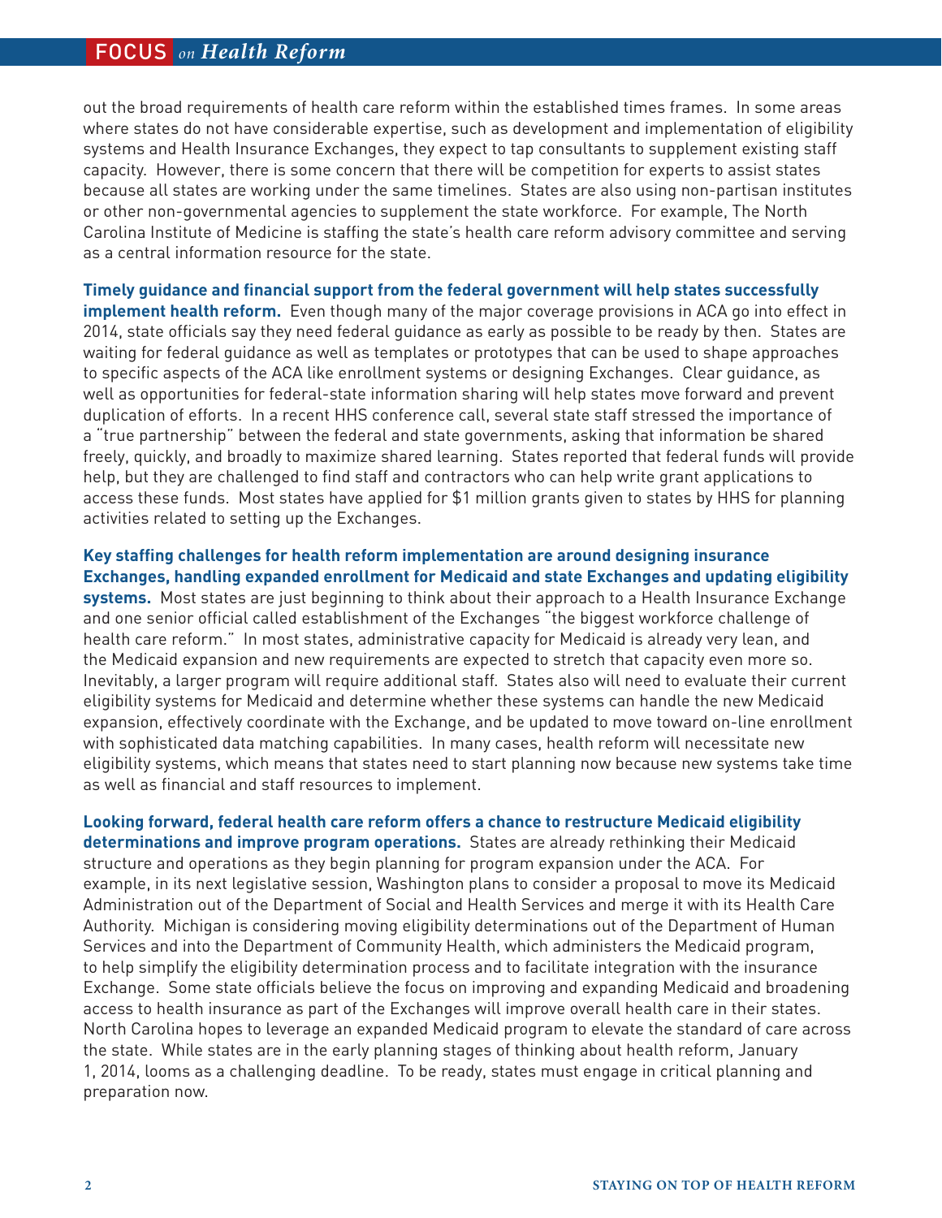out the broad requirements of health care reform within the established times frames. In some areas where states do not have considerable expertise, such as development and implementation of eligibility systems and Health Insurance Exchanges, they expect to tap consultants to supplement existing staff capacity. However, there is some concern that there will be competition for experts to assist states because all states are working under the same timelines. States are also using non-partisan institutes or other non-governmental agencies to supplement the state workforce. For example, The North Carolina Institute of Medicine is staffing the state's health care reform advisory committee and serving as a central information resource for the state.

**Timely guidance and financial support from the federal government will help states successfully implement health reform.** Even though many of the major coverage provisions in ACA go into effect in 2014, state officials say they need federal guidance as early as possible to be ready by then. States are waiting for federal guidance as well as templates or prototypes that can be used to shape approaches to specific aspects of the ACA like enrollment systems or designing Exchanges. Clear guidance, as well as opportunities for federal-state information sharing will help states move forward and prevent duplication of efforts. In a recent HHS conference call, several state staff stressed the importance of a "true partnership" between the federal and state governments, asking that information be shared freely, quickly, and broadly to maximize shared learning. States reported that federal funds will provide help, but they are challenged to find staff and contractors who can help write grant applications to access these funds. Most states have applied for $1 million grants given to states by HHS for planning activities related to setting up the Exchanges.

**Key staffing challenges for health reform implementation are around designing insurance Exchanges, handling expanded enrollment for Medicaid and state Exchanges and updating eligibility systems.** Most states are just beginning to think about their approach to a Health Insurance Exchange and one senior official called establishment of the Exchanges "the biggest workforce challenge of health care reform." In most states, administrative capacity for Medicaid is already very lean, and the Medicaid expansion and new requirements are expected to stretch that capacity even more so. Inevitably, a larger program will require additional staff. States also will need to evaluate their current eligibility systems for Medicaid and determine whether these systems can handle the new Medicaid expansion, effectively coordinate with the Exchange, and be updated to move toward on-line enrollment with sophisticated data matching capabilities. In many cases, health reform will necessitate new eligibility systems, which means that states need to start planning now because new systems take time as well as financial and staff resources to implement.

**Looking forward, federal health care reform offers a chance to restructure Medicaid eligibility determinations and improve program operations.** States are already rethinking their Medicaid structure and operations as they begin planning for program expansion under the ACA. For example, in its next legislative session, Washington plans to consider a proposal to move its Medicaid Administration out of the Department of Social and Health Services and merge it with its Health Care Authority. Michigan is considering moving eligibility determinations out of the Department of Human Services and into the Department of Community Health, which administers the Medicaid program, to help simplify the eligibility determination process and to facilitate integration with the insurance Exchange. Some state officials believe the focus on improving and expanding Medicaid and broadening access to health insurance as part of the Exchanges will improve overall health care in their states. North Carolina hopes to leverage an expanded Medicaid program to elevate the standard of care across the state. While states are in the early planning stages of thinking about health reform, January 1, 2014, looms as a challenging deadline. To be ready, states must engage in critical planning and preparation now.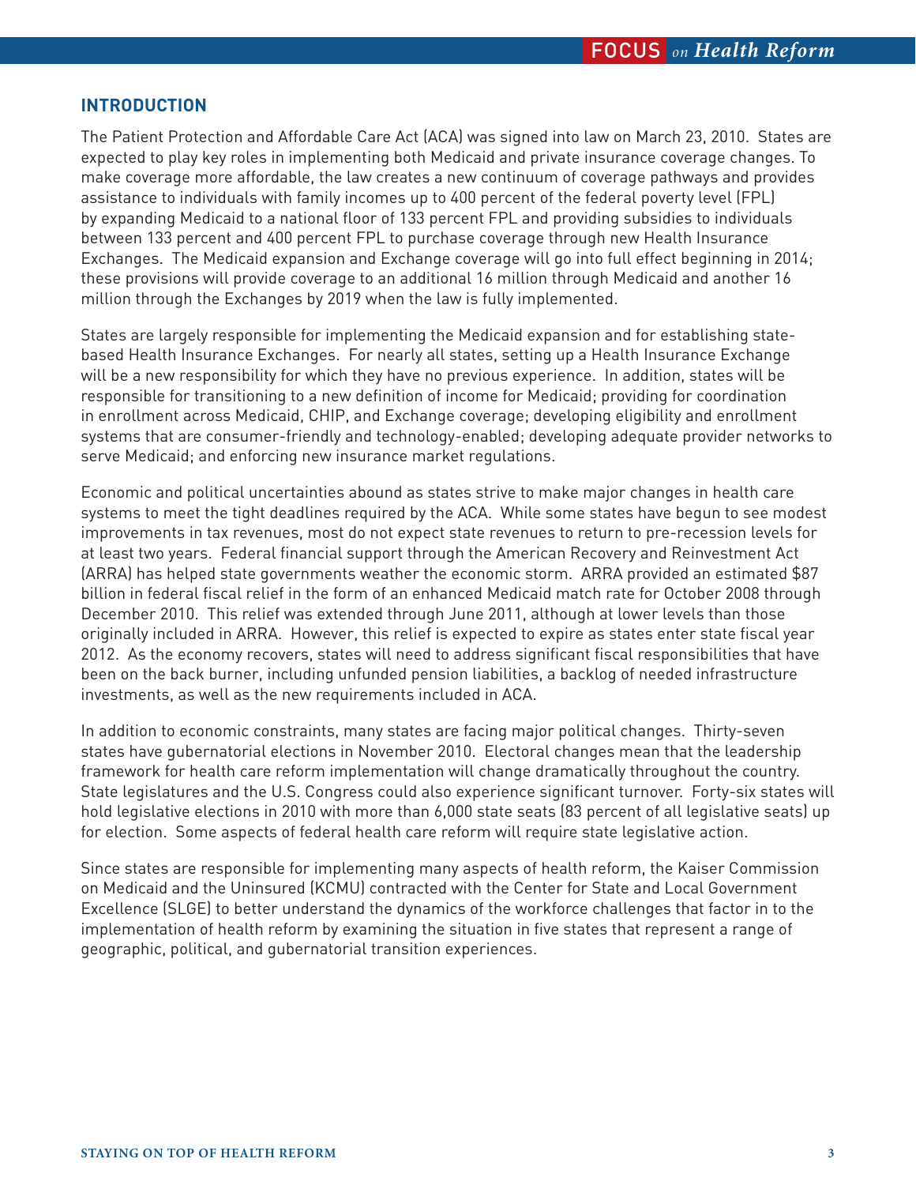## INTRODUCTION

The Patient Protection and Affordable Care Act (ACA) was signed into law on March 23, 2010. States are expected to play key roles in implementing both Medicaid and private insurance coverage changes. To make coverage more affordable, the law creates a new continuum of coverage pathways and provides assistance to individuals with family incomes up to 400 percent of the federal poverty level (FPL) by expanding Medicaid to a national floor of 133 percent FPL and providing subsidies to individuals between 133 percent and 400 percent FPL to purchase coverage through new Health Insurance Exchanges. The Medicaid expansion and Exchange coverage will go into full effect beginning in 2014; these provisions will provide coverage to an additional 16 million through Medicaid and another 16 million through the Exchanges by 2019 when the law is fully implemented.

States are largely responsible for implementing the Medicaid expansion and for establishing state-based Health Insurance Exchanges. For nearly all states, setting up a Health Insurance Exchange will be a new responsibility for which they have no previous experience. In addition, states will be responsible for transitioning to a new definition of income for Medicaid; providing for coordination in enrollment across Medicaid, CHIP, and Exchange coverage; developing eligibility and enrollment systems that are consumer-friendly and technology-enabled; developing adequate provider networks to serve Medicaid; and enforcing new insurance market regulations.

Economic and political uncertainties abound as states strive to make major changes in health care systems to meet the tight deadlines required by the ACA. While some states have begun to see modest improvements in tax revenues, most do not expect state revenues to return to pre-recession levels for at least two years. Federal financial support through the American Recovery and Reinvestment Act (ARRA) has helped state governments weather the economic storm. ARRA provided an estimated $87 billion in federal fiscal relief in the form of an enhanced Medicaid match rate for October 2008 through December 2010. This relief was extended through June 2011, although at lower levels than those originally included in ARRA. However, this relief is expected to expire as states enter state fiscal year 2012. As the economy recovers, states will need to address significant fiscal responsibilities that have been on the back burner, including unfunded pension liabilities, a backlog of needed infrastructure investments, as well as the new requirements included in ACA.

In addition to economic constraints, many states are facing major political changes. Thirty-seven states have gubernatorial elections in November 2010. Electoral changes mean that the leadership framework for health care reform implementation will change dramatically throughout the country. State legislatures and the U.S. Congress could also experience significant turnover. Forty-six states will hold legislative elections in 2010 with more than 6,000 state seats (83 percent of all legislative seats) up for election. Some aspects of federal health care reform will require state legislative action.

Since states are responsible for implementing many aspects of health reform, the Kaiser Commission on Medicaid and the Uninsured (KCMU) contracted with the Center for State and Local Government Excellence (SLGE) to better understand the dynamics of the workforce challenges that factor in to the implementation of health reform by examining the situation in five states that represent a range of geographic, political, and gubernatorial transition experiences.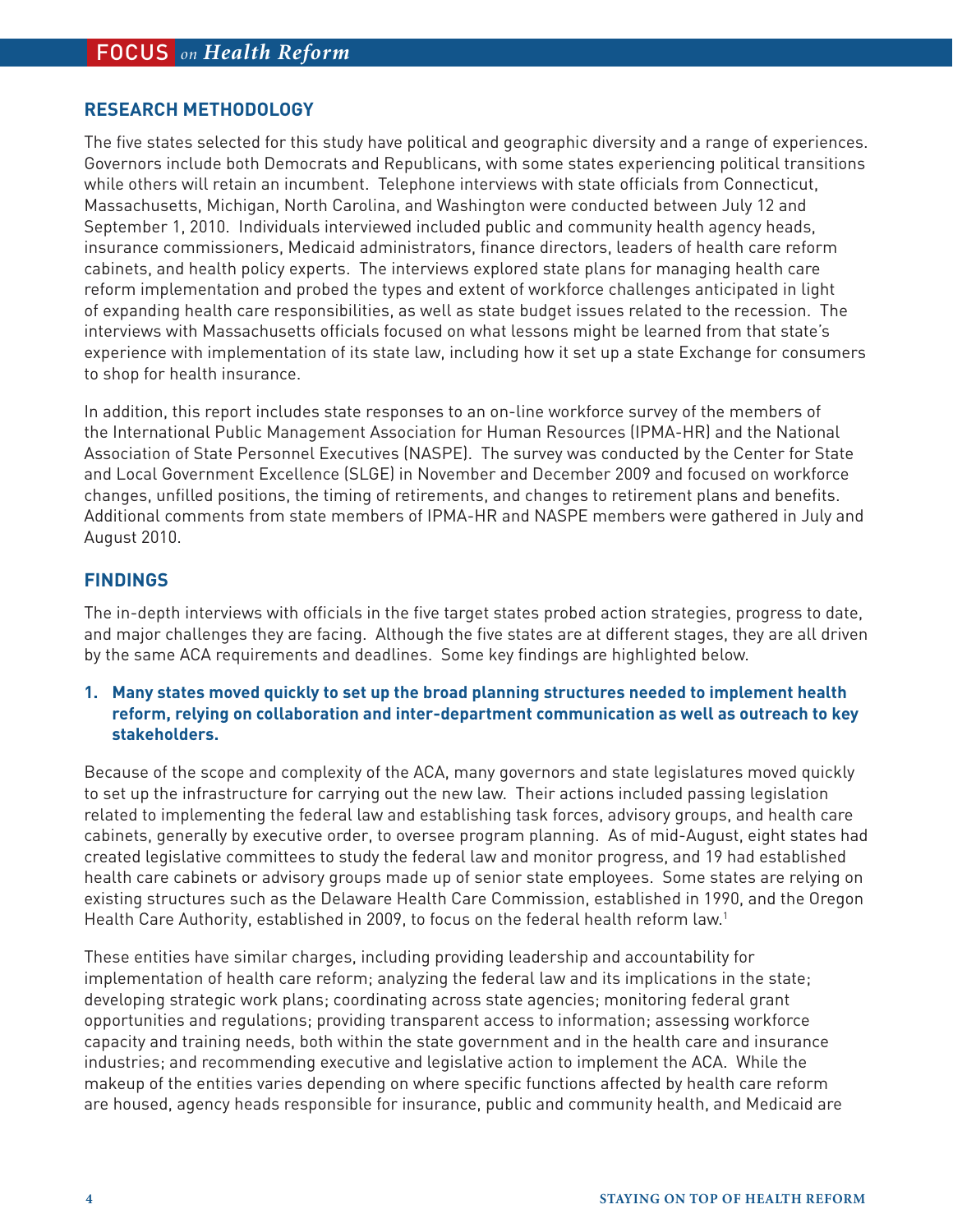## RESEARCH METHODOLOGY

The five states selected for this study have political and geographic diversity and a range of experiences. Governors include both Democrats and Republicans, with some states experiencing political transitions while others will retain an incumbent. Telephone interviews with state officials from Connecticut, Massachusetts, Michigan, North Carolina, and Washington were conducted between July 12 and September 1, 2010. Individuals interviewed included public and community health agency heads, insurance commissioners, Medicaid administrators, finance directors, leaders of health care reform cabinets, and health policy experts. The interviews explored state plans for managing health care reform implementation and probed the types and extent of workforce challenges anticipated in light of expanding health care responsibilities, as well as state budget issues related to the recession. The interviews with Massachusetts officials focused on what lessons might be learned from that state's experience with implementation of its state law, including how it set up a state Exchange for consumers to shop for health insurance.

In addition, this report includes state responses to an on-line workforce survey of the members of the International Public Management Association for Human Resources (IPMA-HR) and the National Association of State Personnel Executives (NASPE). The survey was conducted by the Center for State and Local Government Excellence (SLGE) in November and December 2009 and focused on workforce changes, unfilled positions, the timing of retirements, and changes to retirement plans and benefits. Additional comments from state members of IPMA-HR and NASPE members were gathered in July and August 2010.

## FINDINGS

The in-depth interviews with officials in the five target states probed action strategies, progress to date, and major challenges they are facing. Although the five states are at different stages, they are all driven by the same ACA requirements and deadlines. Some key findings are highlighted below.

### 1. Many states moved quickly to set up the broad planning structures needed to implement health reform, relying on collaboration and inter-department communication as well as outreach to key stakeholders.

Because of the scope and complexity of the ACA, many governors and state legislatures moved quickly to set up the infrastructure for carrying out the new law. Their actions included passing legislation related to implementing the federal law and establishing task forces, advisory groups, and health care cabinets, generally by executive order, to oversee program planning. As of mid-August, eight states had created legislative committees to study the federal law and monitor progress, and 19 had established health care cabinets or advisory groups made up of senior state employees. Some states are relying on existing structures such as the Delaware Health Care Commission, established in 1990, and the Oregon Health Care Authority, established in 2009, to focus on the federal health reform law.[1]

These entities have similar charges, including providing leadership and accountability for implementation of health care reform; analyzing the federal law and its implications in the state; developing strategic work plans; coordinating across state agencies; monitoring federal grant opportunities and regulations; providing transparent access to information; assessing workforce capacity and training needs, both within the state government and in the health care and insurance industries; and recommending executive and legislative action to implement the ACA. While the makeup of the entities varies depending on where specific functions affected by health care reform are housed, agency heads responsible for insurance, public and community health, and Medicaid are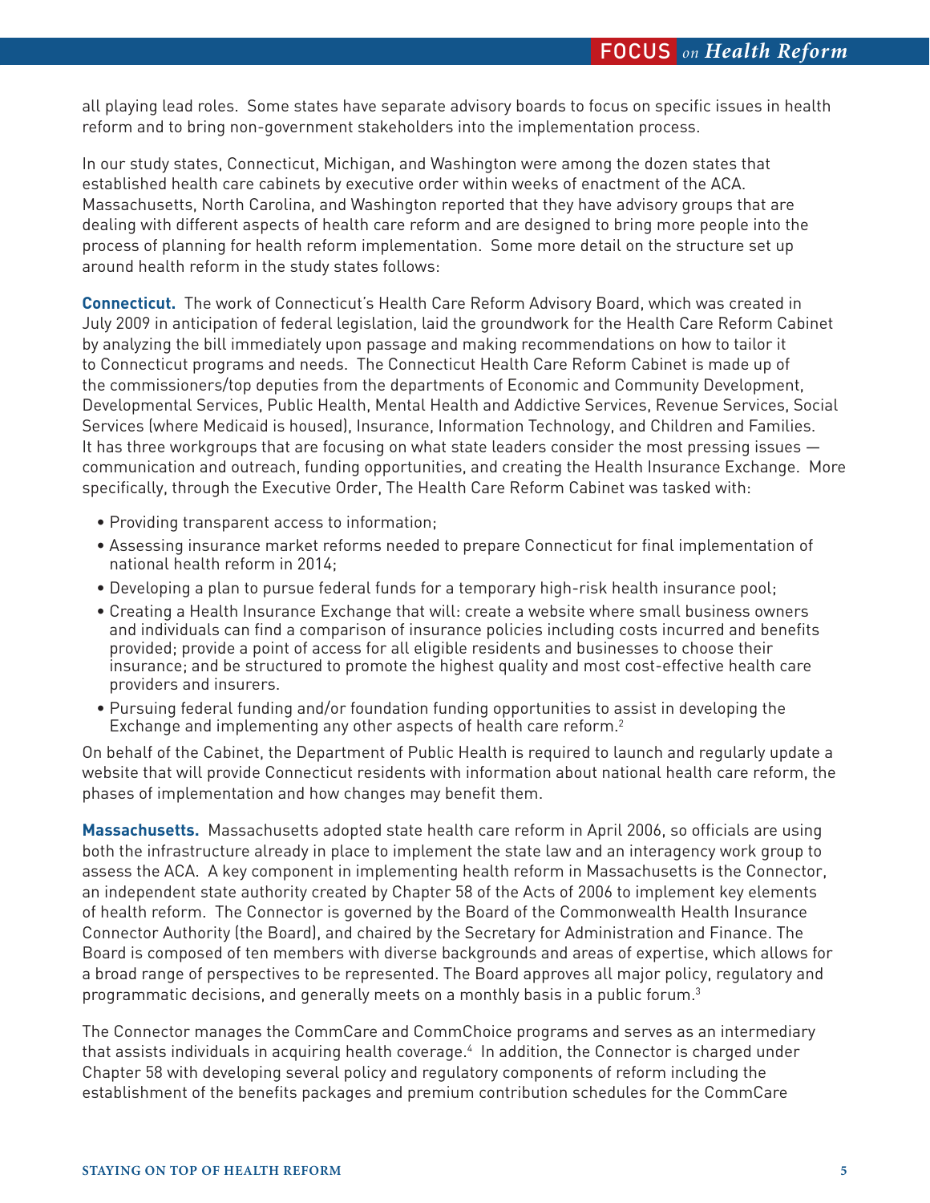all playing lead roles. Some states have separate advisory boards to focus on specific issues in health reform and to bring non-government stakeholders into the implementation process.

In our study states, Connecticut, Michigan, and Washington were among the dozen states that established health care cabinets by executive order within weeks of enactment of the ACA. Massachusetts, North Carolina, and Washington reported that they have advisory groups that are dealing with different aspects of health care reform and are designed to bring more people into the process of planning for health reform implementation. Some more detail on the structure set up around health reform in the study states follows:

**Connecticut.** The work of Connecticut's Health Care Reform Advisory Board, which was created in July 2009 in anticipation of federal legislation, laid the groundwork for the Health Care Reform Cabinet by analyzing the bill immediately upon passage and making recommendations on how to tailor it to Connecticut programs and needs. The Connecticut Health Care Reform Cabinet is made up of the commissioners/top deputies from the departments of Economic and Community Development, Developmental Services, Public Health, Mental Health and Addictive Services, Revenue Services, Social Services (where Medicaid is housed), Insurance, Information Technology, and Children and Families. It has three workgroups that are focusing on what state leaders consider the most pressing issues — communication and outreach, funding opportunities, and creating the Health Insurance Exchange. More specifically, through the Executive Order, The Health Care Reform Cabinet was tasked with:

- Providing transparent access to information;
- Assessing insurance market reforms needed to prepare Connecticut for final implementation of national health reform in 2014;
- Developing a plan to pursue federal funds for a temporary high-risk health insurance pool;
- Creating a Health Insurance Exchange that will: create a website where small business owners and individuals can find a comparison of insurance policies including costs incurred and benefits provided; provide a point of access for all eligible residents and businesses to choose their insurance; and be structured to promote the highest quality and most cost-effective health care providers and insurers.
- Pursuing federal funding and/or foundation funding opportunities to assist in developing the Exchange and implementing any other aspects of health care reform.[2]

On behalf of the Cabinet, the Department of Public Health is required to launch and regularly update a website that will provide Connecticut residents with information about national health care reform, the phases of implementation and how changes may benefit them.

**Massachusetts.** Massachusetts adopted state health care reform in April 2006, so officials are using both the infrastructure already in place to implement the state law and an interagency work group to assess the ACA. A key component in implementing health reform in Massachusetts is the Connector, an independent state authority created by Chapter 58 of the Acts of 2006 to implement key elements of health reform. The Connector is governed by the Board of the Commonwealth Health Insurance Connector Authority (the Board), and chaired by the Secretary for Administration and Finance. The Board is composed of ten members with diverse backgrounds and areas of expertise, which allows for a broad range of perspectives to be represented. The Board approves all major policy, regulatory and programmatic decisions, and generally meets on a monthly basis in a public forum.[3]

The Connector manages the CommCare and CommChoice programs and serves as an intermediary that assists individuals in acquiring health coverage.[4] In addition, the Connector is charged under Chapter 58 with developing several policy and regulatory components of reform including the establishment of the benefits packages and premium contribution schedules for the CommCare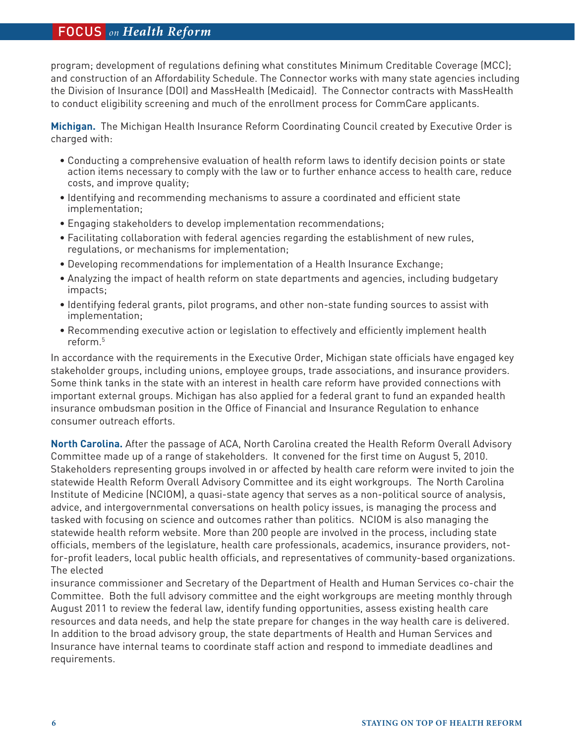program; development of regulations defining what constitutes Minimum Creditable Coverage (MCC); and construction of an Affordability Schedule. The Connector works with many state agencies including the Division of Insurance (DOI) and MassHealth (Medicaid). The Connector contracts with MassHealth to conduct eligibility screening and much of the enrollment process for CommCare applicants.

**Michigan.** The Michigan Health Insurance Reform Coordinating Council created by Executive Order is charged with:

- Conducting a comprehensive evaluation of health reform laws to identify decision points or state action items necessary to comply with the law or to further enhance access to health care, reduce costs, and improve quality;
- Identifying and recommending mechanisms to assure a coordinated and efficient state implementation;
- Engaging stakeholders to develop implementation recommendations;
- Facilitating collaboration with federal agencies regarding the establishment of new rules, regulations, or mechanisms for implementation;
- Developing recommendations for implementation of a Health Insurance Exchange;
- Analyzing the impact of health reform on state departments and agencies, including budgetary impacts;
- Identifying federal grants, pilot programs, and other non-state funding sources to assist with implementation;
- Recommending executive action or legislation to effectively and efficiently implement health reform.[5]

In accordance with the requirements in the Executive Order, Michigan state officials have engaged key stakeholder groups, including unions, employee groups, trade associations, and insurance providers. Some think tanks in the state with an interest in health care reform have provided connections with important external groups. Michigan has also applied for a federal grant to fund an expanded health insurance ombudsman position in the Office of Financial and Insurance Regulation to enhance consumer outreach efforts.

**North Carolina.** After the passage of ACA, North Carolina created the Health Reform Overall Advisory Committee made up of a range of stakeholders. It convened for the first time on August 5, 2010. Stakeholders representing groups involved in or affected by health care reform were invited to join the statewide Health Reform Overall Advisory Committee and its eight workgroups. The North Carolina Institute of Medicine (NCIOM), a quasi-state agency that serves as a non-political source of analysis, advice, and intergovernmental conversations on health policy issues, is managing the process and tasked with focusing on science and outcomes rather than politics. NCIOM is also managing the statewide health reform website. More than 200 people are involved in the process, including state officials, members of the legislature, health care professionals, academics, insurance providers, not-for-profit leaders, local public health officials, and representatives of community-based organizations. The elected insurance commissioner and Secretary of the Department of Health and Human Services co-chair the Committee. Both the full advisory committee and the eight workgroups are meeting monthly through August 2011 to review the federal law, identify funding opportunities, assess existing health care resources and data needs, and help the state prepare for changes in the way health care is delivered. In addition to the broad advisory group, the state departments of Health and Human Services and Insurance have internal teams to coordinate staff action and respond to immediate deadlines and requirements.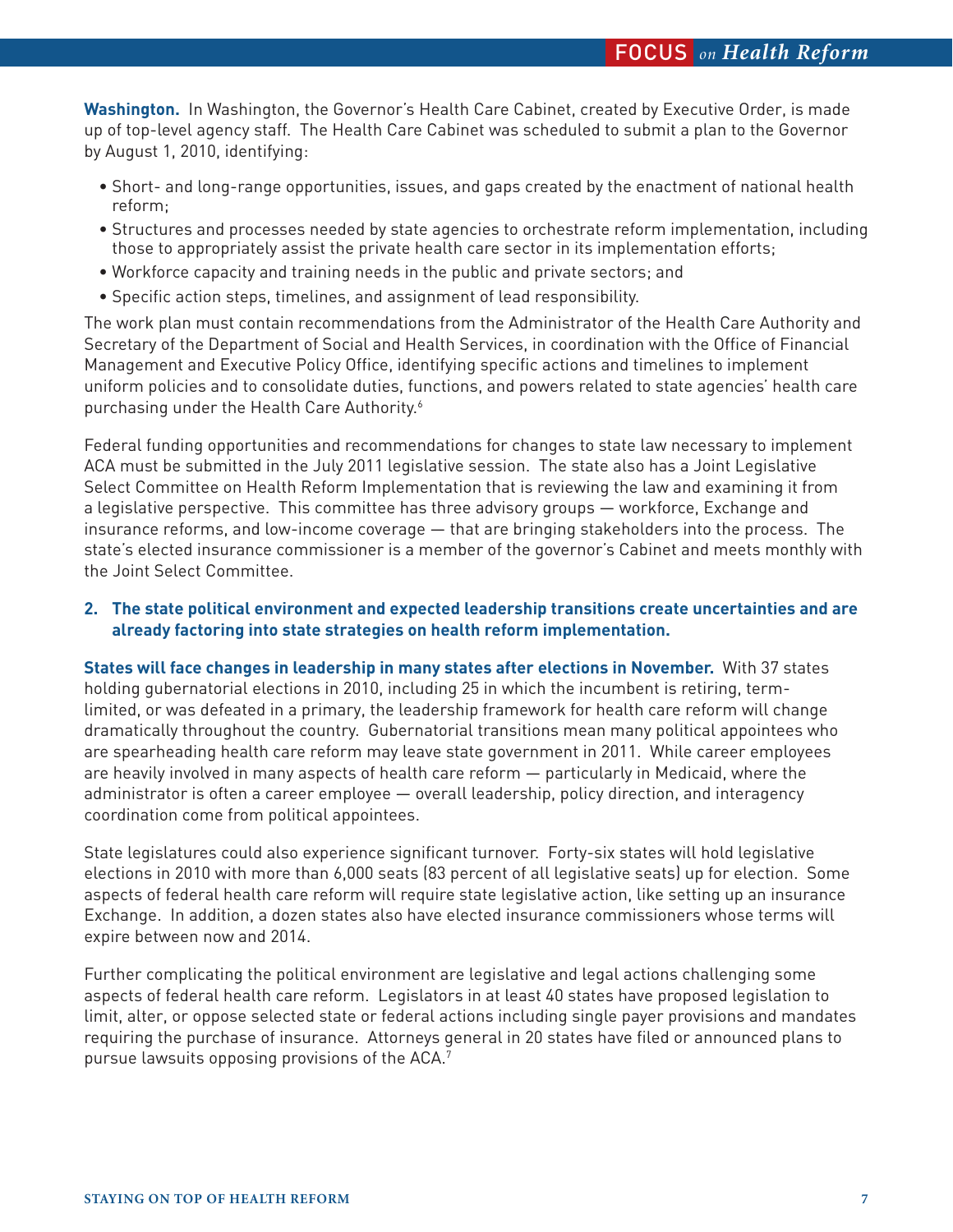**Washington.** In Washington, the Governor's Health Care Cabinet, created by Executive Order, is made up of top-level agency staff. The Health Care Cabinet was scheduled to submit a plan to the Governor by August 1, 2010, identifying:

- Short- and long-range opportunities, issues, and gaps created by the enactment of national health reform;
- Structures and processes needed by state agencies to orchestrate reform implementation, including those to appropriately assist the private health care sector in its implementation efforts;
- Workforce capacity and training needs in the public and private sectors; and
- Specific action steps, timelines, and assignment of lead responsibility.

The work plan must contain recommendations from the Administrator of the Health Care Authority and Secretary of the Department of Social and Health Services, in coordination with the Office of Financial Management and Executive Policy Office, identifying specific actions and timelines to implement uniform policies and to consolidate duties, functions, and powers related to state agencies' health care purchasing under the Health Care Authority.[6]

Federal funding opportunities and recommendations for changes to state law necessary to implement ACA must be submitted in the July 2011 legislative session. The state also has a Joint Legislative Select Committee on Health Reform Implementation that is reviewing the law and examining it from a legislative perspective. This committee has three advisory groups — workforce, Exchange and insurance reforms, and low-income coverage — that are bringing stakeholders into the process. The state's elected insurance commissioner is a member of the governor's Cabinet and meets monthly with the Joint Select Committee.

### 2. The state political environment and expected leadership transitions create uncertainties and are already factoring into state strategies on health reform implementation.

**States will face changes in leadership in many states after elections in November.** With 37 states holding gubernatorial elections in 2010, including 25 in which the incumbent is retiring, term-limited, or was defeated in a primary, the leadership framework for health care reform will change dramatically throughout the country. Gubernatorial transitions mean many political appointees who are spearheading health care reform may leave state government in 2011. While career employees are heavily involved in many aspects of health care reform — particularly in Medicaid, where the administrator is often a career employee — overall leadership, policy direction, and interagency coordination come from political appointees.

State legislatures could also experience significant turnover. Forty-six states will hold legislative elections in 2010 with more than 6,000 seats (83 percent of all legislative seats) up for election. Some aspects of federal health care reform will require state legislative action, like setting up an insurance Exchange. In addition, a dozen states also have elected insurance commissioners whose terms will expire between now and 2014.

Further complicating the political environment are legislative and legal actions challenging some aspects of federal health care reform. Legislators in at least 40 states have proposed legislation to limit, alter, or oppose selected state or federal actions including single payer provisions and mandates requiring the purchase of insurance. Attorneys general in 20 states have filed or announced plans to pursue lawsuits opposing provisions of the ACA.[7]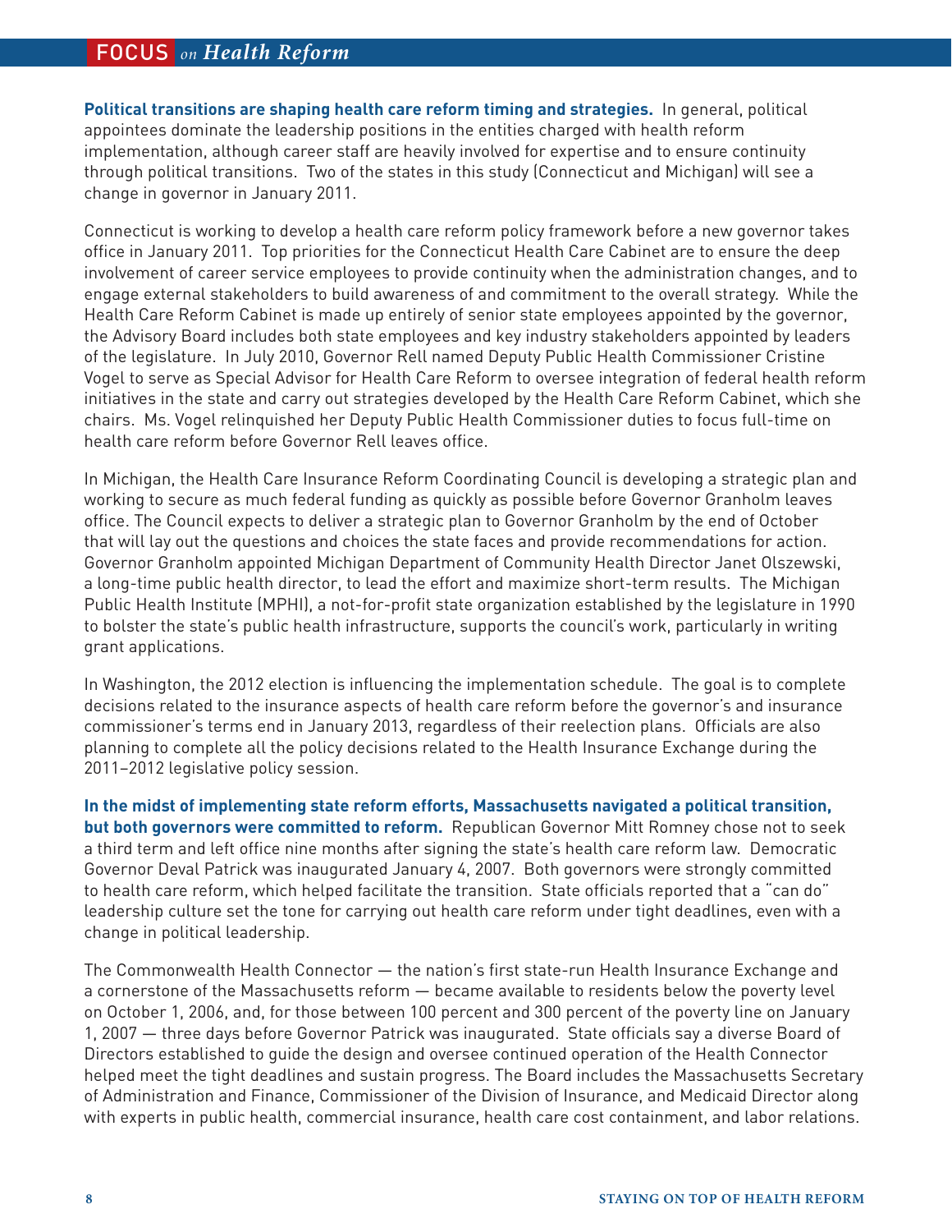**Political transitions are shaping health care reform timing and strategies.** In general, political appointees dominate the leadership positions in the entities charged with health reform implementation, although career staff are heavily involved for expertise and to ensure continuity through political transitions. Two of the states in this study (Connecticut and Michigan) will see a change in governor in January 2011.

Connecticut is working to develop a health care reform policy framework before a new governor takes office in January 2011. Top priorities for the Connecticut Health Care Cabinet are to ensure the deep involvement of career service employees to provide continuity when the administration changes, and to engage external stakeholders to build awareness of and commitment to the overall strategy. While the Health Care Reform Cabinet is made up entirely of senior state employees appointed by the governor, the Advisory Board includes both state employees and key industry stakeholders appointed by leaders of the legislature. In July 2010, Governor Rell named Deputy Public Health Commissioner Cristine Vogel to serve as Special Advisor for Health Care Reform to oversee integration of federal health reform initiatives in the state and carry out strategies developed by the Health Care Reform Cabinet, which she chairs. Ms. Vogel relinquished her Deputy Public Health Commissioner duties to focus full-time on health care reform before Governor Rell leaves office.

In Michigan, the Health Care Insurance Reform Coordinating Council is developing a strategic plan and working to secure as much federal funding as quickly as possible before Governor Granholm leaves office. The Council expects to deliver a strategic plan to Governor Granholm by the end of October that will lay out the questions and choices the state faces and provide recommendations for action. Governor Granholm appointed Michigan Department of Community Health Director Janet Olszewski, a long-time public health director, to lead the effort and maximize short-term results. The Michigan Public Health Institute (MPHI), a not-for-profit state organization established by the legislature in 1990 to bolster the state's public health infrastructure, supports the council's work, particularly in writing grant applications.

In Washington, the 2012 election is influencing the implementation schedule. The goal is to complete decisions related to the insurance aspects of health care reform before the governor's and insurance commissioner's terms end in January 2013, regardless of their reelection plans. Officials are also planning to complete all the policy decisions related to the Health Insurance Exchange during the 2011–2012 legislative policy session.

**In the midst of implementing state reform efforts, Massachusetts navigated a political transition, but both governors were committed to reform.** Republican Governor Mitt Romney chose not to seek a third term and left office nine months after signing the state's health care reform law. Democratic Governor Deval Patrick was inaugurated January 4, 2007. Both governors were strongly committed to health care reform, which helped facilitate the transition. State officials reported that a "can do" leadership culture set the tone for carrying out health care reform under tight deadlines, even with a change in political leadership.

The Commonwealth Health Connector — the nation's first state-run Health Insurance Exchange and a cornerstone of the Massachusetts reform — became available to residents below the poverty level on October 1, 2006, and, for those between 100 percent and 300 percent of the poverty line on January 1, 2007 — three days before Governor Patrick was inaugurated. State officials say a diverse Board of Directors established to guide the design and oversee continued operation of the Health Connector helped meet the tight deadlines and sustain progress. The Board includes the Massachusetts Secretary of Administration and Finance, Commissioner of the Division of Insurance, and Medicaid Director along with experts in public health, commercial insurance, health care cost containment, and labor relations.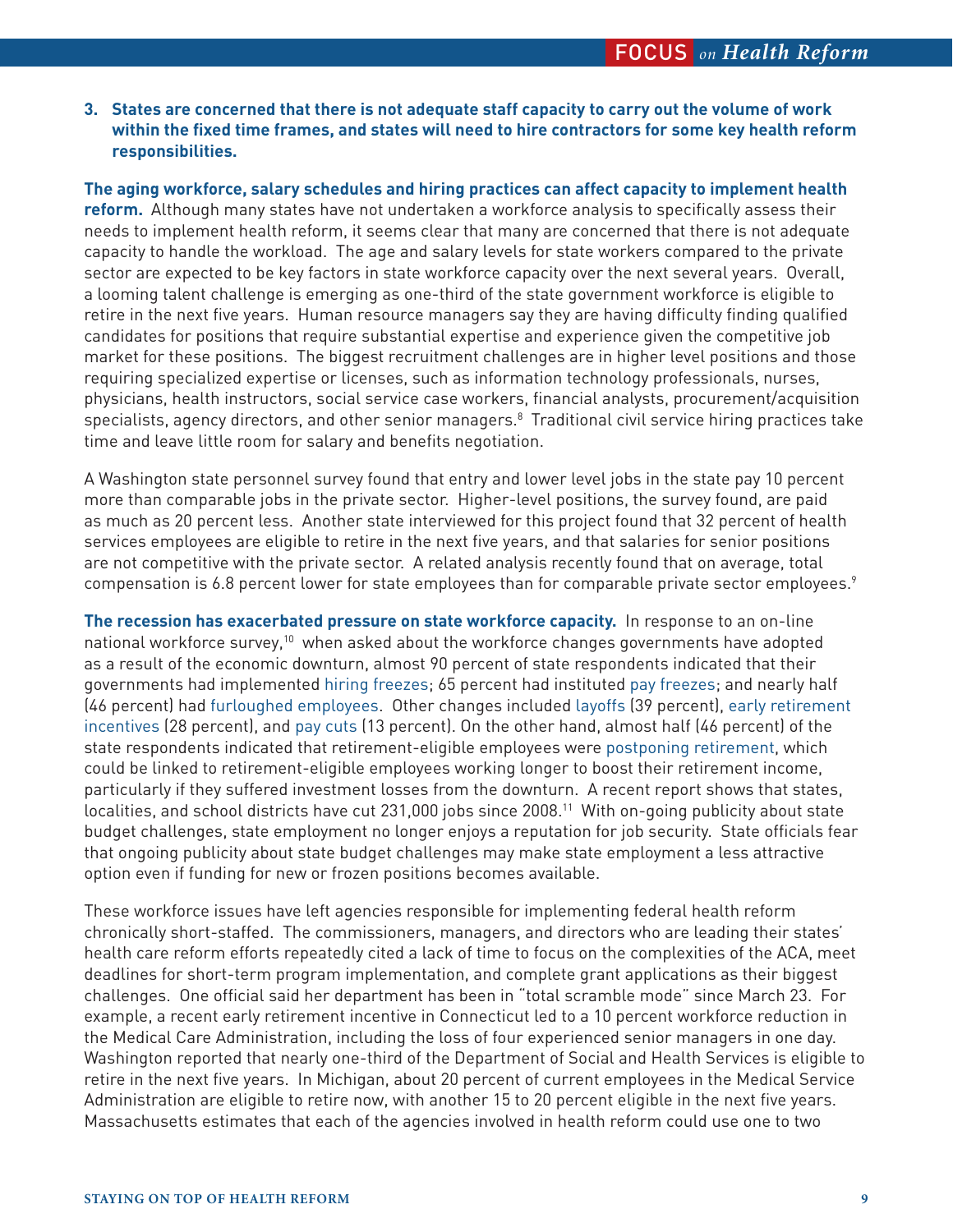**3. States are concerned that there is not adequate staff capacity to carry out the volume of work within the fixed time frames, and states will need to hire contractors for some key health reform responsibilities.**

**The aging workforce, salary schedules and hiring practices can affect capacity to implement health reform.** Although many states have not undertaken a workforce analysis to specifically assess their needs to implement health reform, it seems clear that many are concerned that there is not adequate capacity to handle the workload. The age and salary levels for state workers compared to the private sector are expected to be key factors in state workforce capacity over the next several years. Overall, a looming talent challenge is emerging as one-third of the state government workforce is eligible to retire in the next five years. Human resource managers say they are having difficulty finding qualified candidates for positions that require substantial expertise and experience given the competitive job market for these positions. The biggest recruitment challenges are in higher level positions and those requiring specialized expertise or licenses, such as information technology professionals, nurses, physicians, health instructors, social service case workers, financial analysts, procurement/acquisition specialists, agency directors, and other senior managers.[8] Traditional civil service hiring practices take time and leave little room for salary and benefits negotiation.

A Washington state personnel survey found that entry and lower level jobs in the state pay 10 percent more than comparable jobs in the private sector. Higher-level positions, the survey found, are paid as much as 20 percent less. Another state interviewed for this project found that 32 percent of health services employees are eligible to retire in the next five years, and that salaries for senior positions are not competitive with the private sector. A related analysis recently found that on average, total compensation is 6.8 percent lower for state employees than for comparable private sector employees.[9]

**The recession has exacerbated pressure on state workforce capacity.** In response to an on-line national workforce survey,[10] when asked about the workforce changes governments have adopted as a result of the economic downturn, almost 90 percent of state respondents indicated that their governments had implemented hiring freezes; 65 percent had instituted pay freezes; and nearly half (46 percent) had furloughed employees. Other changes included layoffs (39 percent), early retirement incentives (28 percent), and pay cuts (13 percent). On the other hand, almost half (46 percent) of the state respondents indicated that retirement-eligible employees were postponing retirement, which could be linked to retirement-eligible employees working longer to boost their retirement income, particularly if they suffered investment losses from the downturn. A recent report shows that states, localities, and school districts have cut 231,000 jobs since 2008.[11] With on-going publicity about state budget challenges, state employment no longer enjoys a reputation for job security. State officials fear that ongoing publicity about state budget challenges may make state employment a less attractive option even if funding for new or frozen positions becomes available.

These workforce issues have left agencies responsible for implementing federal health reform chronically short-staffed. The commissioners, managers, and directors who are leading their states' health care reform efforts repeatedly cited a lack of time to focus on the complexities of the ACA, meet deadlines for short-term program implementation, and complete grant applications as their biggest challenges. One official said her department has been in "total scramble mode" since March 23. For example, a recent early retirement incentive in Connecticut led to a 10 percent workforce reduction in the Medical Care Administration, including the loss of four experienced senior managers in one day. Washington reported that nearly one-third of the Department of Social and Health Services is eligible to retire in the next five years. In Michigan, about 20 percent of current employees in the Medical Service Administration are eligible to retire now, with another 15 to 20 percent eligible in the next five years. Massachusetts estimates that each of the agencies involved in health reform could use one to two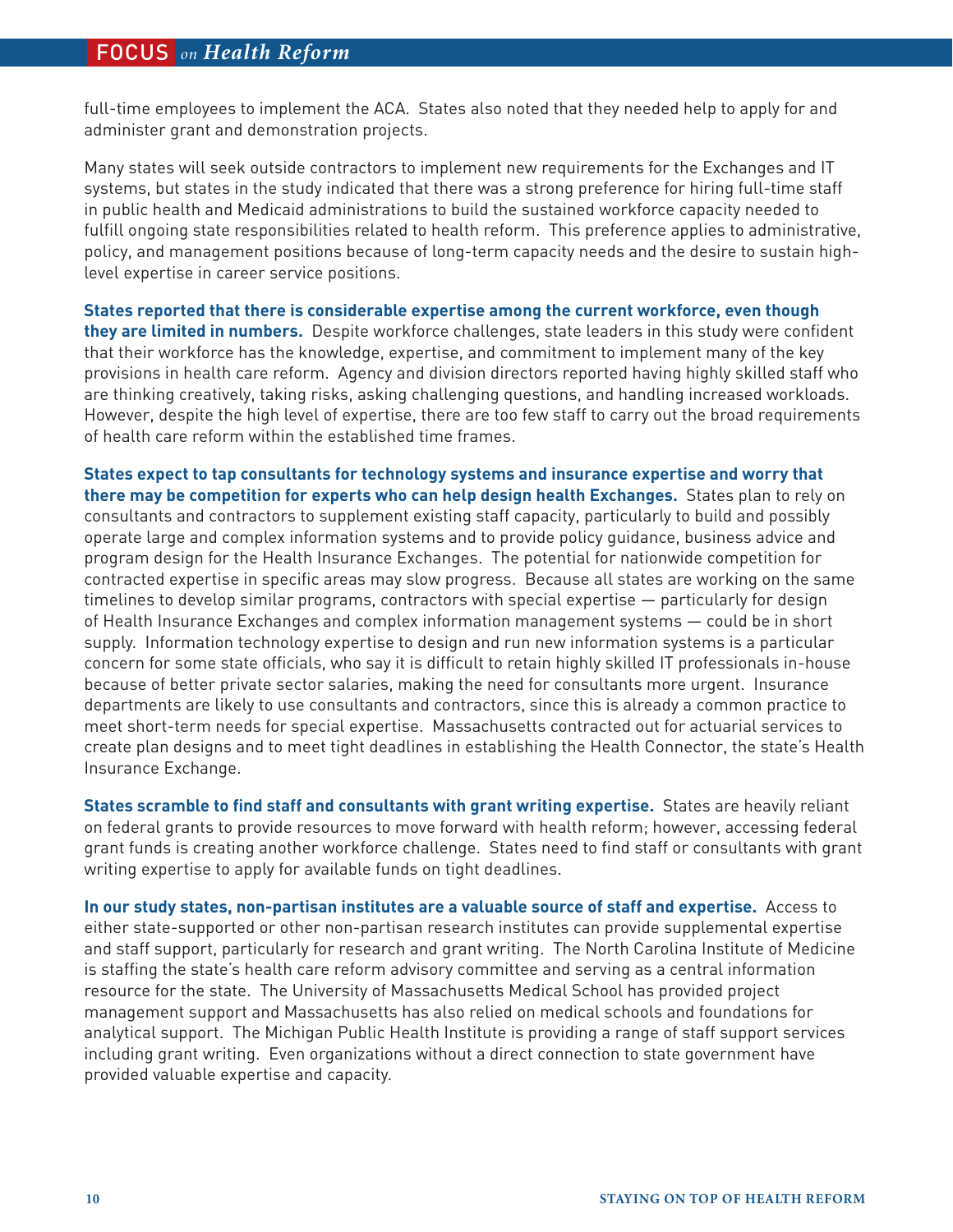full-time employees to implement the ACA. States also noted that they needed help to apply for and administer grant and demonstration projects.

Many states will seek outside contractors to implement new requirements for the Exchanges and IT systems, but states in the study indicated that there was a strong preference for hiring full-time staff in public health and Medicaid administrations to build the sustained workforce capacity needed to fulfill ongoing state responsibilities related to health reform. This preference applies to administrative, policy, and management positions because of long-term capacity needs and the desire to sustain high-level expertise in career service positions.

**States reported that there is considerable expertise among the current workforce, even though they are limited in numbers.** Despite workforce challenges, state leaders in this study were confident that their workforce has the knowledge, expertise, and commitment to implement many of the key provisions in health care reform. Agency and division directors reported having highly skilled staff who are thinking creatively, taking risks, asking challenging questions, and handling increased workloads. However, despite the high level of expertise, there are too few staff to carry out the broad requirements of health care reform within the established time frames.

**States expect to tap consultants for technology systems and insurance expertise and worry that there may be competition for experts who can help design health Exchanges.** States plan to rely on consultants and contractors to supplement existing staff capacity, particularly to build and possibly operate large and complex information systems and to provide policy guidance, business advice and program design for the Health Insurance Exchanges. The potential for nationwide competition for contracted expertise in specific areas may slow progress. Because all states are working on the same timelines to develop similar programs, contractors with special expertise — particularly for design of Health Insurance Exchanges and complex information management systems — could be in short supply. Information technology expertise to design and run new information systems is a particular concern for some state officials, who say it is difficult to retain highly skilled IT professionals in-house because of better private sector salaries, making the need for consultants more urgent. Insurance departments are likely to use consultants and contractors, since this is already a common practice to meet short-term needs for special expertise. Massachusetts contracted out for actuarial services to create plan designs and to meet tight deadlines in establishing the Health Connector, the state's Health Insurance Exchange.

**States scramble to find staff and consultants with grant writing expertise.** States are heavily reliant on federal grants to provide resources to move forward with health reform; however, accessing federal grant funds is creating another workforce challenge. States need to find staff or consultants with grant writing expertise to apply for available funds on tight deadlines.

**In our study states, non-partisan institutes are a valuable source of staff and expertise.** Access to either state-supported or other non-partisan research institutes can provide supplemental expertise and staff support, particularly for research and grant writing. The North Carolina Institute of Medicine is staffing the state's health care reform advisory committee and serving as a central information resource for the state. The University of Massachusetts Medical School has provided project management support and Massachusetts has also relied on medical schools and foundations for analytical support. The Michigan Public Health Institute is providing a range of staff support services including grant writing. Even organizations without a direct connection to state government have provided valuable expertise and capacity.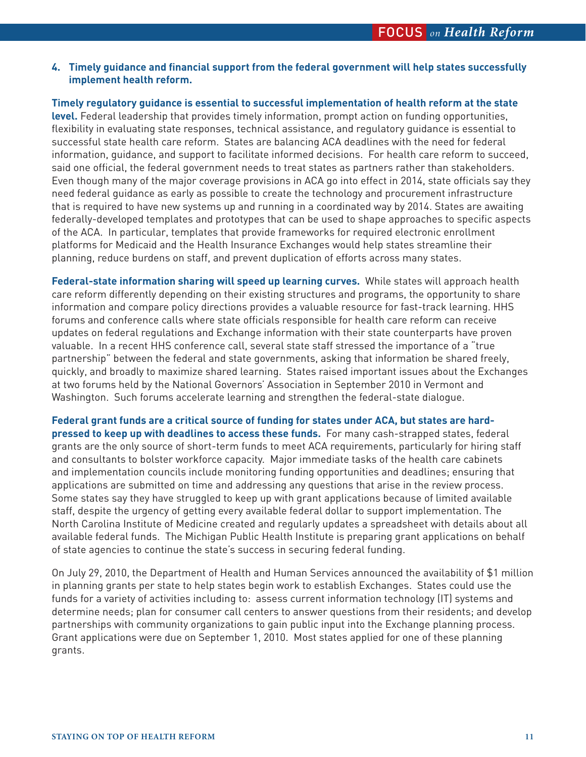### 4. Timely guidance and financial support from the federal government will help states successfully implement health reform.

**Timely regulatory guidance is essential to successful implementation of health reform at the state level.** Federal leadership that provides timely information, prompt action on funding opportunities, flexibility in evaluating state responses, technical assistance, and regulatory guidance is essential to successful state health care reform. States are balancing ACA deadlines with the need for federal information, guidance, and support to facilitate informed decisions. For health care reform to succeed, said one official, the federal government needs to treat states as partners rather than stakeholders. Even though many of the major coverage provisions in ACA go into effect in 2014, state officials say they need federal guidance as early as possible to create the technology and procurement infrastructure that is required to have new systems up and running in a coordinated way by 2014. States are awaiting federally-developed templates and prototypes that can be used to shape approaches to specific aspects of the ACA. In particular, templates that provide frameworks for required electronic enrollment platforms for Medicaid and the Health Insurance Exchanges would help states streamline their planning, reduce burdens on staff, and prevent duplication of efforts across many states.

**Federal-state information sharing will speed up learning curves.** While states will approach health care reform differently depending on their existing structures and programs, the opportunity to share information and compare policy directions provides a valuable resource for fast-track learning. HHS forums and conference calls where state officials responsible for health care reform can receive updates on federal regulations and Exchange information with their state counterparts have proven valuable. In a recent HHS conference call, several state staff stressed the importance of a "true partnership" between the federal and state governments, asking that information be shared freely, quickly, and broadly to maximize shared learning. States raised important issues about the Exchanges at two forums held by the National Governors' Association in September 2010 in Vermont and Washington. Such forums accelerate learning and strengthen the federal-state dialogue.

**Federal grant funds are a critical source of funding for states under ACA, but states are hard-pressed to keep up with deadlines to access these funds.** For many cash-strapped states, federal grants are the only source of short-term funds to meet ACA requirements, particularly for hiring staff and consultants to bolster workforce capacity. Major immediate tasks of the health care cabinets and implementation councils include monitoring funding opportunities and deadlines; ensuring that applications are submitted on time and addressing any questions that arise in the review process. Some states say they have struggled to keep up with grant applications because of limited available staff, despite the urgency of getting every available federal dollar to support implementation. The North Carolina Institute of Medicine created and regularly updates a spreadsheet with details about all available federal funds. The Michigan Public Health Institute is preparing grant applications on behalf of state agencies to continue the state's success in securing federal funding.

On July 29, 2010, the Department of Health and Human Services announced the availability of $1 million in planning grants per state to help states begin work to establish Exchanges. States could use the funds for a variety of activities including to: assess current information technology (IT) systems and determine needs; plan for consumer call centers to answer questions from their residents; and develop partnerships with community organizations to gain public input into the Exchange planning process. Grant applications were due on September 1, 2010. Most states applied for one of these planning grants.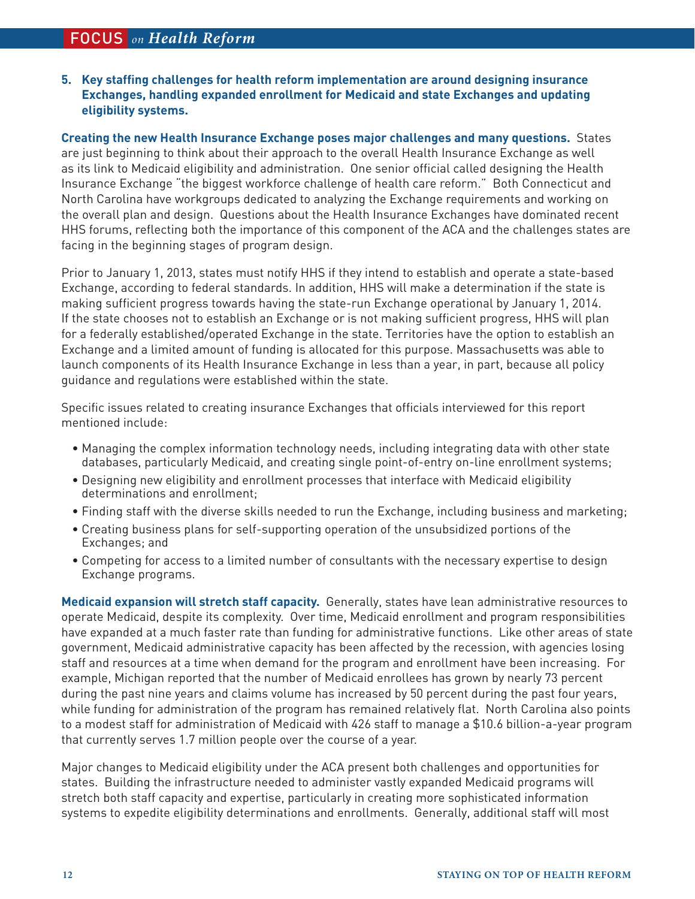**5. Key staffing challenges for health reform implementation are around designing insurance Exchanges, handling expanded enrollment for Medicaid and state Exchanges and updating eligibility systems.**

**Creating the new Health Insurance Exchange poses major challenges and many questions.** States are just beginning to think about their approach to the overall Health Insurance Exchange as well as its link to Medicaid eligibility and administration. One senior official called designing the Health Insurance Exchange "the biggest workforce challenge of health care reform." Both Connecticut and North Carolina have workgroups dedicated to analyzing the Exchange requirements and working on the overall plan and design. Questions about the Health Insurance Exchanges have dominated recent HHS forums, reflecting both the importance of this component of the ACA and the challenges states are facing in the beginning stages of program design.

Prior to January 1, 2013, states must notify HHS if they intend to establish and operate a state-based Exchange, according to federal standards. In addition, HHS will make a determination if the state is making sufficient progress towards having the state-run Exchange operational by January 1, 2014. If the state chooses not to establish an Exchange or is not making sufficient progress, HHS will plan for a federally established/operated Exchange in the state. Territories have the option to establish an Exchange and a limited amount of funding is allocated for this purpose. Massachusetts was able to launch components of its Health Insurance Exchange in less than a year, in part, because all policy guidance and regulations were established within the state.

Specific issues related to creating insurance Exchanges that officials interviewed for this report mentioned include:

- Managing the complex information technology needs, including integrating data with other state databases, particularly Medicaid, and creating single point-of-entry on-line enrollment systems;
- Designing new eligibility and enrollment processes that interface with Medicaid eligibility determinations and enrollment;
- Finding staff with the diverse skills needed to run the Exchange, including business and marketing;
- Creating business plans for self-supporting operation of the unsubsidized portions of the Exchanges; and
- Competing for access to a limited number of consultants with the necessary expertise to design Exchange programs.

**Medicaid expansion will stretch staff capacity.** Generally, states have lean administrative resources to operate Medicaid, despite its complexity. Over time, Medicaid enrollment and program responsibilities have expanded at a much faster rate than funding for administrative functions. Like other areas of state government, Medicaid administrative capacity has been affected by the recession, with agencies losing staff and resources at a time when demand for the program and enrollment have been increasing. For example, Michigan reported that the number of Medicaid enrollees has grown by nearly 73 percent during the past nine years and claims volume has increased by 50 percent during the past four years, while funding for administration of the program has remained relatively flat. North Carolina also points to a modest staff for administration of Medicaid with 426 staff to manage a $10.6 billion-a-year program that currently serves 1.7 million people over the course of a year.

Major changes to Medicaid eligibility under the ACA present both challenges and opportunities for states. Building the infrastructure needed to administer vastly expanded Medicaid programs will stretch both staff capacity and expertise, particularly in creating more sophisticated information systems to expedite eligibility determinations and enrollments. Generally, additional staff will most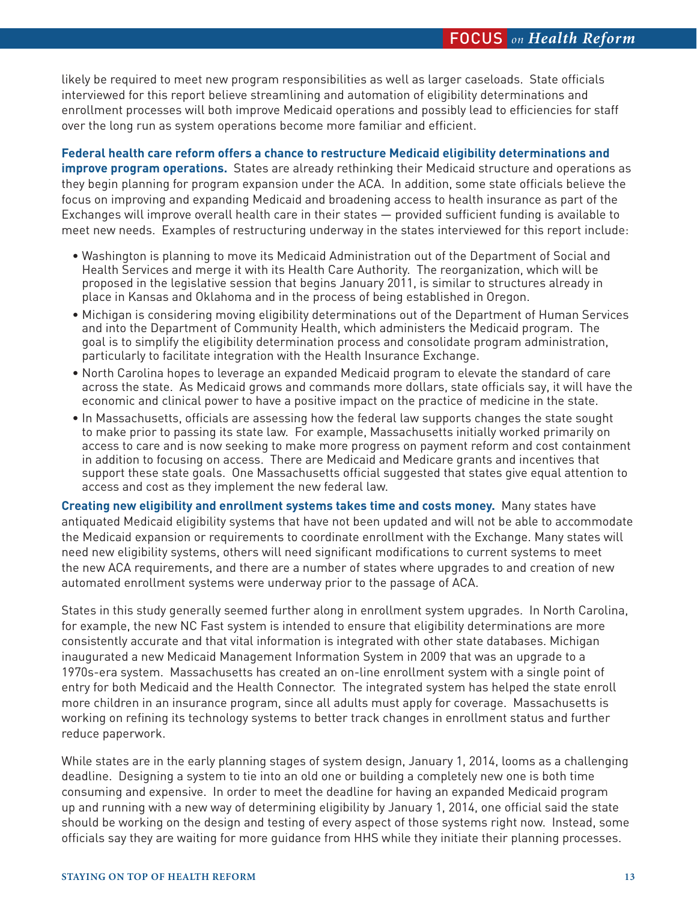likely be required to meet new program responsibilities as well as larger caseloads. State officials interviewed for this report believe streamlining and automation of eligibility determinations and enrollment processes will both improve Medicaid operations and possibly lead to efficiencies for staff over the long run as system operations become more familiar and efficient.

**Federal health care reform offers a chance to restructure Medicaid eligibility determinations and improve program operations.** States are already rethinking their Medicaid structure and operations as they begin planning for program expansion under the ACA. In addition, some state officials believe the focus on improving and expanding Medicaid and broadening access to health insurance as part of the Exchanges will improve overall health care in their states — provided sufficient funding is available to meet new needs. Examples of restructuring underway in the states interviewed for this report include:

- Washington is planning to move its Medicaid Administration out of the Department of Social and Health Services and merge it with its Health Care Authority. The reorganization, which will be proposed in the legislative session that begins January 2011, is similar to structures already in place in Kansas and Oklahoma and in the process of being established in Oregon.
- Michigan is considering moving eligibility determinations out of the Department of Human Services and into the Department of Community Health, which administers the Medicaid program. The goal is to simplify the eligibility determination process and consolidate program administration, particularly to facilitate integration with the Health Insurance Exchange.
- North Carolina hopes to leverage an expanded Medicaid program to elevate the standard of care across the state. As Medicaid grows and commands more dollars, state officials say, it will have the economic and clinical power to have a positive impact on the practice of medicine in the state.
- In Massachusetts, officials are assessing how the federal law supports changes the state sought to make prior to passing its state law. For example, Massachusetts initially worked primarily on access to care and is now seeking to make more progress on payment reform and cost containment in addition to focusing on access. There are Medicaid and Medicare grants and incentives that support these state goals. One Massachusetts official suggested that states give equal attention to access and cost as they implement the new federal law.

**Creating new eligibility and enrollment systems takes time and costs money.** Many states have antiquated Medicaid eligibility systems that have not been updated and will not be able to accommodate the Medicaid expansion or requirements to coordinate enrollment with the Exchange. Many states will need new eligibility systems, others will need significant modifications to current systems to meet the new ACA requirements, and there are a number of states where upgrades to and creation of new automated enrollment systems were underway prior to the passage of ACA.

States in this study generally seemed further along in enrollment system upgrades. In North Carolina, for example, the new NC Fast system is intended to ensure that eligibility determinations are more consistently accurate and that vital information is integrated with other state databases. Michigan inaugurated a new Medicaid Management Information System in 2009 that was an upgrade to a 1970s-era system. Massachusetts has created an on-line enrollment system with a single point of entry for both Medicaid and the Health Connector. The integrated system has helped the state enroll more children in an insurance program, since all adults must apply for coverage. Massachusetts is working on refining its technology systems to better track changes in enrollment status and further reduce paperwork.

While states are in the early planning stages of system design, January 1, 2014, looms as a challenging deadline. Designing a system to tie into an old one or building a completely new one is both time consuming and expensive. In order to meet the deadline for having an expanded Medicaid program up and running with a new way of determining eligibility by January 1, 2014, one official said the state should be working on the design and testing of every aspect of those systems right now. Instead, some officials say they are waiting for more guidance from HHS while they initiate their planning processes.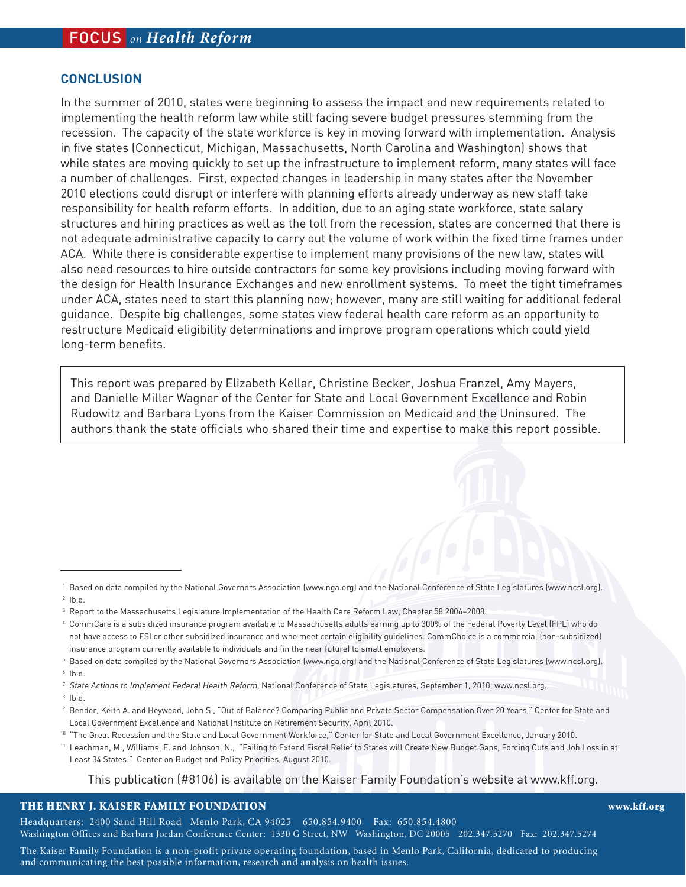## CONCLUSION

In the summer of 2010, states were beginning to assess the impact and new requirements related to implementing the health reform law while still facing severe budget pressures stemming from the recession. The capacity of the state workforce is key in moving forward with implementation. Analysis in five states (Connecticut, Michigan, Massachusetts, North Carolina and Washington) shows that while states are moving quickly to set up the infrastructure to implement reform, many states will face a number of challenges. First, expected changes in leadership in many states after the November 2010 elections could disrupt or interfere with planning efforts already underway as new staff take responsibility for health reform efforts. In addition, due to an aging state workforce, state salary structures and hiring practices as well as the toll from the recession, states are concerned that there is not adequate administrative capacity to carry out the volume of work within the fixed time frames under ACA. While there is considerable expertise to implement many provisions of the new law, states will also need resources to hire outside contractors for some key provisions including moving forward with the design for Health Insurance Exchanges and new enrollment systems. To meet the tight timeframes under ACA, states need to start this planning now; however, many are still waiting for additional federal guidance. Despite big challenges, some states view federal health care reform as an opportunity to restructure Medicaid eligibility determinations and improve program operations which could yield long-term benefits.

This report was prepared by Elizabeth Kellar, Christine Becker, Joshua Franzel, Amy Mayers, and Danielle Miller Wagner of the Center for State and Local Government Excellence and Robin Rudowitz and Barbara Lyons from the Kaiser Commission on Medicaid and the Uninsured. The authors thank the state officials who shared their time and expertise to make this report possible.

---

[1] Based on data compiled by the National Governors Association (www.nga.org) and the National Conference of State Legislatures (www.ncsl.org).

[2] Ibid.

[3] Report to the Massachusetts Legislature Implementation of the Health Care Reform Law, Chapter 58 2006–2008.

[4] CommCare is a subsidized insurance program available to Massachusetts adults earning up to 300% of the Federal Poverty Level (FPL) who do not have access to ESI or other subsidized insurance and who meet certain eligibility guidelines. CommChoice is a commercial (non-subsidized) insurance program currently available to individuals and (in the near future) to small employers.

[5] Based on data compiled by the National Governors Association (www.nga.org) and the National Conference of State Legislatures (www.ncsl.org).

[6] Ibid.

[7] *State Actions to Implement Federal Health Reform*, National Conference of State Legislatures, September 1, 2010, www.ncsl.org.

[8] Ibid.

[9] Bender, Keith A. and Heywood, John S., "Out of Balance? Comparing Public and Private Sector Compensation Over 20 Years," Center for State and Local Government Excellence and National Institute on Retirement Security, April 2010.

[10] "The Great Recession and the State and Local Government Workforce," Center for State and Local Government Excellence, January 2010.

[11] Leachman, M., Williams, E. and Johnson, N., "Failing to Extend Fiscal Relief to States will Create New Budget Gaps, Forcing Cuts and Job Loss in at Least 34 States." Center on Budget and Policy Priorities, August 2010.

This publication (#8106) is available on the Kaiser Family Foundation's website at www.kff.org.

**THE HENRY J. KAISER FAMILY FOUNDATION** www.kff.org

Headquarters: 2400 Sand Hill Road Menlo Park, CA 94025 650.854.9400 Fax: 650.854.4800
Washington Offices and Barbara Jordan Conference Center: 1330 G Street, NW Washington, DC 20005 202.347.5270 Fax: 202.347.5274

The Kaiser Family Foundation is a non-profit private operating foundation, based in Menlo Park, California, dedicated to producing and communicating the best possible information, research and analysis on health issues.